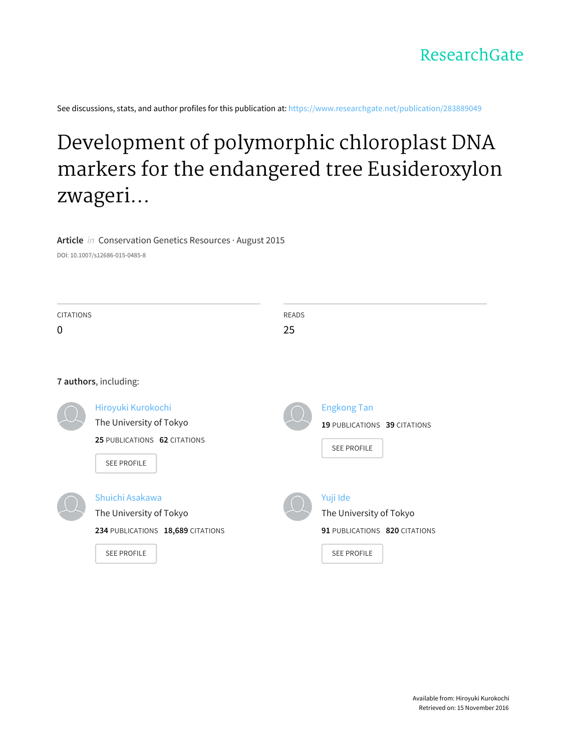ResearchGate

See discussions, stats, and author profiles for this publication at: https://www.researchgate.net/publication/283889049

# Development of polymorphic chloroplast DNA markers for the endangered tree Eusideroxylon zwageri...

**Article** *in* Conservation Genetics Resources · August 2015

DOI: 10.1007/s12686-015-0485-8

| CITATIONS | READS |
|---|---|
| 0 | 25 |

**7 authors**, including:

**Hiroyuki Kurokochi**
The University of Tokyo
25 PUBLICATIONS 62 CITATIONS
SEE PROFILE

**Engkong Tan**
19 PUBLICATIONS 39 CITATIONS
SEE PROFILE

**Shuichi Asakawa**
The University of Tokyo
234 PUBLICATIONS 18,689 CITATIONS
SEE PROFILE

**Yuji Ide**
The University of Tokyo
91 PUBLICATIONS 820 CITATIONS
SEE PROFILE

Available from: Hiroyuki Kurokochi
Retrieved on: 15 November 2016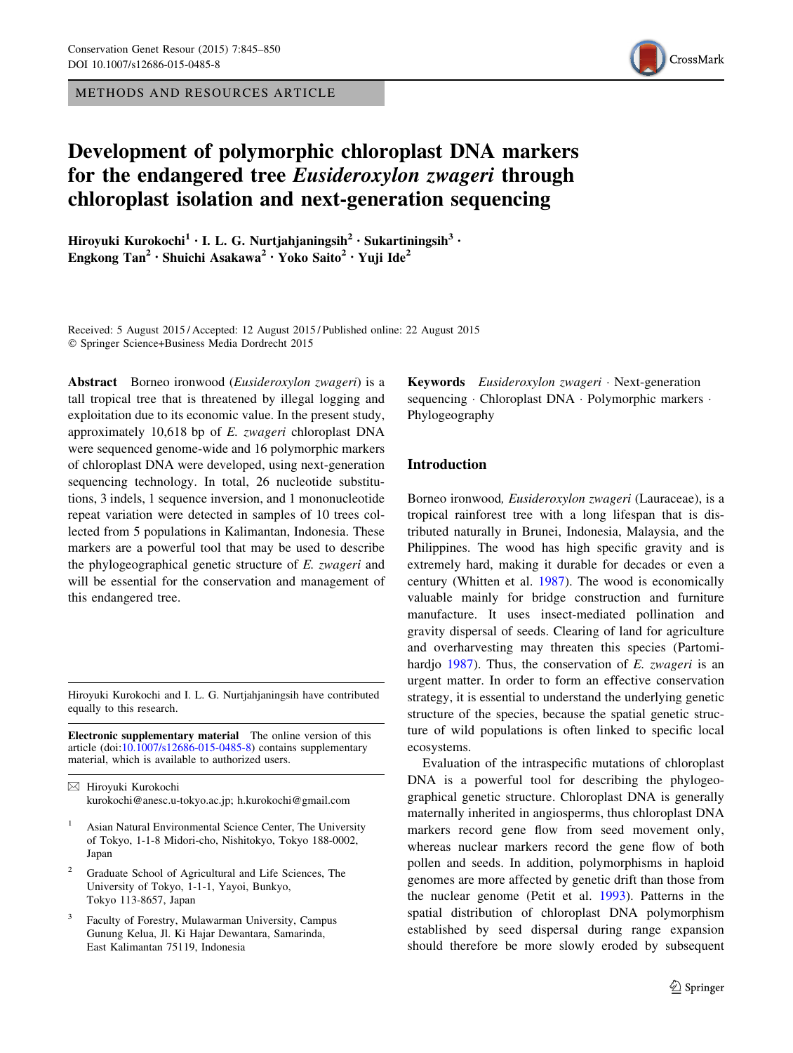# Development of polymorphic chloroplast DNA markers for the endangered tree *Eusideroxylon zwageri* through chloroplast isolation and next-generation sequencing

**Hiroyuki Kurokochi[1] · I. L. G. Nurtjahjaningsih[2] · Sukartiningsih[3] · Engkong Tan[2] · Shuichi Asakawa[2] · Yoko Saito[2] · Yuji Ide[2]**

Received: 5 August 2015 / Accepted: 12 August 2015 / Published online: 22 August 2015
© Springer Science+Business Media Dordrecht 2015

**Abstract** Borneo ironwood (*Eusideroxylon zwageri*) is a tall tropical tree that is threatened by illegal logging and exploitation due to its economic value. In the present study, approximately 10,618 bp of *E. zwageri* chloroplast DNA were sequenced genome-wide and 16 polymorphic markers of chloroplast DNA were developed, using next-generation sequencing technology. In total, 26 nucleotide substitutions, 3 indels, 1 sequence inversion, and 1 mononucleotide repeat variation were detected in samples of 10 trees collected from 5 populations in Kalimantan, Indonesia. These markers are a powerful tool that may be used to describe the phylogeographical genetic structure of *E. zwageri* and will be essential for the conservation and management of this endangered tree.

**Keywords** *Eusideroxylon zwageri* · Next-generation sequencing · Chloroplast DNA · Polymorphic markers · Phylogeography

Hiroyuki Kurokochi and I. L. G. Nurtjahjaningsih have contributed equally to this research.

**Electronic supplementary material** The online version of this article (doi:10.1007/s12686-015-0485-8) contains supplementary material, which is available to authorized users.

✉ Hiroyuki Kurokochi
kurokochi@anesc.u-tokyo.ac.jp; h.kurokochi@gmail.com

[1] Asian Natural Environmental Science Center, The University of Tokyo, 1-1-8 Midori-cho, Nishitokyo, Tokyo 188-0002, Japan

[2] Graduate School of Agricultural and Life Sciences, The University of Tokyo, 1-1-1, Yayoi, Bunkyo, Tokyo 113-8657, Japan

[3] Faculty of Forestry, Mulawarman University, Campus Gunung Kelua, Jl. Ki Hajar Dewantara, Samarinda, East Kalimantan 75119, Indonesia

## Introduction

Borneo ironwood, *Eusideroxylon zwageri* (Lauraceae), is a tropical rainforest tree with a long lifespan that is distributed naturally in Brunei, Indonesia, Malaysia, and the Philippines. The wood has high specific gravity and is extremely hard, making it durable for decades or even a century (Whitten et al. 1987). The wood is economically valuable mainly for bridge construction and furniture manufacture. It uses insect-mediated pollination and gravity dispersal of seeds. Clearing of land for agriculture and overharvesting may threaten this species (Partomihardjo 1987). Thus, the conservation of *E. zwageri* is an urgent matter. In order to form an effective conservation strategy, it is essential to understand the underlying genetic structure of the species, because the spatial genetic structure of wild populations is often linked to specific local ecosystems.

Evaluation of the intraspecific mutations of chloroplast DNA is a powerful tool for describing the phylogeographical genetic structure. Chloroplast DNA is generally maternally inherited in angiosperms, thus chloroplast DNA markers record gene flow from seed movement only, whereas nuclear markers record the gene flow of both pollen and seeds. In addition, polymorphisms in haploid genomes are more affected by genetic drift than those from the nuclear genome (Petit et al. 1993). Patterns in the spatial distribution of chloroplast DNA polymorphism established by seed dispersal during range expansion should therefore be more slowly eroded by subsequent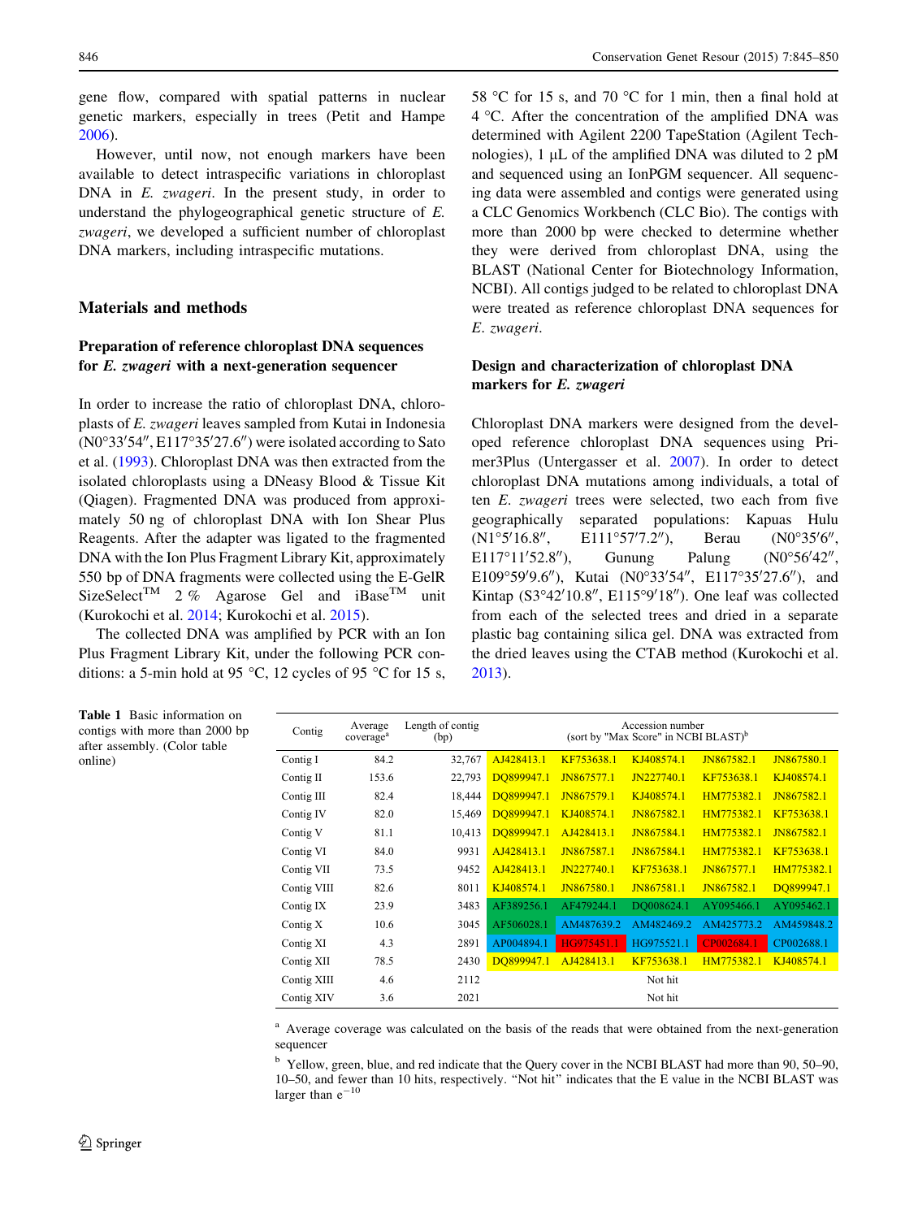gene flow, compared with spatial patterns in nuclear genetic markers, especially in trees (Petit and Hampe 2006).

However, until now, not enough markers have been available to detect intraspecific variations in chloroplast DNA in *E. zwageri*. In the present study, in order to understand the phylogeographical genetic structure of *E. zwageri*, we developed a sufficient number of chloroplast DNA markers, including intraspecific mutations.

## Materials and methods

### Preparation of reference chloroplast DNA sequences for *E. zwageri* with a next-generation sequencer

In order to increase the ratio of chloroplast DNA, chloroplasts of *E. zwageri* leaves sampled from Kutai in Indonesia (N0°33′54″, E117°35′27.6″) were isolated according to Sato et al. (1993). Chloroplast DNA was then extracted from the isolated chloroplasts using a DNeasy Blood & Tissue Kit (Qiagen). Fragmented DNA was produced from approximately 50 ng of chloroplast DNA with Ion Shear Plus Reagents. After the adapter was ligated to the fragmented DNA with the Ion Plus Fragment Library Kit, approximately 550 bp of DNA fragments were collected using the E-GelR SizeSelect™ 2 % Agarose Gel and iBase™ unit (Kurokochi et al. 2014; Kurokochi et al. 2015).

The collected DNA was amplified by PCR with an Ion Plus Fragment Library Kit, under the following PCR conditions: a 5-min hold at 95 °C, 12 cycles of 95 °C for 15 s, 58 °C for 15 s, and 70 °C for 1 min, then a final hold at 4 °C. After the concentration of the amplified DNA was determined with Agilent 2200 TapeStation (Agilent Technologies), 1 µL of the amplified DNA was diluted to 2 pM and sequenced using an IonPGM sequencer. All sequencing data were assembled and contigs were generated using a CLC Genomics Workbench (CLC Bio). The contigs with more than 2000 bp were checked to determine whether they were derived from chloroplast DNA, using the BLAST (National Center for Biotechnology Information, NCBI). All contigs judged to be related to chloroplast DNA were treated as reference chloroplast DNA sequences for *E. zwageri*.

### Design and characterization of chloroplast DNA markers for *E. zwageri*

Chloroplast DNA markers were designed from the developed reference chloroplast DNA sequences using Primer3Plus (Untergasser et al. 2007). In order to detect chloroplast DNA mutations among individuals, a total of ten *E. zwageri* trees were selected, two each from five geographically separated populations: Kapuas Hulu (N1°5′16.8″, E111°57′7.2″), Berau (N0°35′6″, E117°11′52.8″), Gunung Palung (N0°56′42″, E109°59′9.6″), Kutai (N0°33′54″, E117°35′27.6″), and Kintap (S3°42′10.8″, E115°9′18″). One leaf was collected from each of the selected trees and dried in a separate plastic bag containing silica gel. DNA was extracted from the dried leaves using the CTAB method (Kurokochi et al. 2013).

**Table 1** Basic information on contigs with more than 2000 bp after assembly. (Color table online)

| Contig | Average coverage[a] | Length of contig (bp) | Accession number (sort by "Max Score" in NCBI BLAST)[b] | | | | |
|---|---|---|---|---|---|---|---|
| Contig I | 84.2 | 32,767 | AJ428413.1 | KF753638.1 | KJ408574.1 | JN867582.1 | JN867580.1 |
| Contig II | 153.6 | 22,793 | DQ899947.1 | JN867577.1 | JN227740.1 | KF753638.1 | KJ408574.1 |
| Contig III | 82.4 | 18,444 | DQ899947.1 | JN867579.1 | KJ408574.1 | HM775382.1 | JN867582.1 |
| Contig IV | 82.0 | 15,469 | DQ899947.1 | KJ408574.1 | JN867582.1 | HM775382.1 | KF753638.1 |
| Contig V | 81.1 | 10,413 | DQ899947.1 | AJ428413.1 | JN867584.1 | HM775382.1 | JN867582.1 |
| Contig VI | 84.0 | 9931 | AJ428413.1 | JN867587.1 | JN867584.1 | HM775382.1 | KF753638.1 |
| Contig VII | 73.5 | 9452 | AJ428413.1 | JN227740.1 | KF753638.1 | JN867577.1 | HM775382.1 |
| Contig VIII | 82.6 | 8011 | KJ408574.1 | JN867580.1 | JN867581.1 | JN867582.1 | DQ899947.1 |
| Contig IX | 23.9 | 3483 | AF389256.1 | AF479244.1 | DQ008624.1 | AY095466.1 | AY095462.1 |
| Contig X | 10.6 | 3045 | AF506028.1 | AM487639.2 | AM482469.2 | AM425773.2 | AM459848.2 |
| Contig XI | 4.3 | 2891 | AP004894.1 | HG975451.1 | HG975521.1 | CP002684.1 | CP002688.1 |
| Contig XII | 78.5 | 2430 | DQ899947.1 | AJ428413.1 | KF753638.1 | HM775382.1 | KJ408574.1 |
| Contig XIII | 4.6 | 2112 | Not hit | | | | |
| Contig XIV | 3.6 | 2021 | Not hit | | | | |

[a] Average coverage was calculated on the basis of the reads that were obtained from the next-generation sequencer

[b] Yellow, green, blue, and red indicate that the Query cover in the NCBI BLAST had more than 90, 50–90, 10–50, and fewer than 10 hits, respectively. "Not hit" indicates that the E value in the NCBI BLAST was larger than $e^{-10}$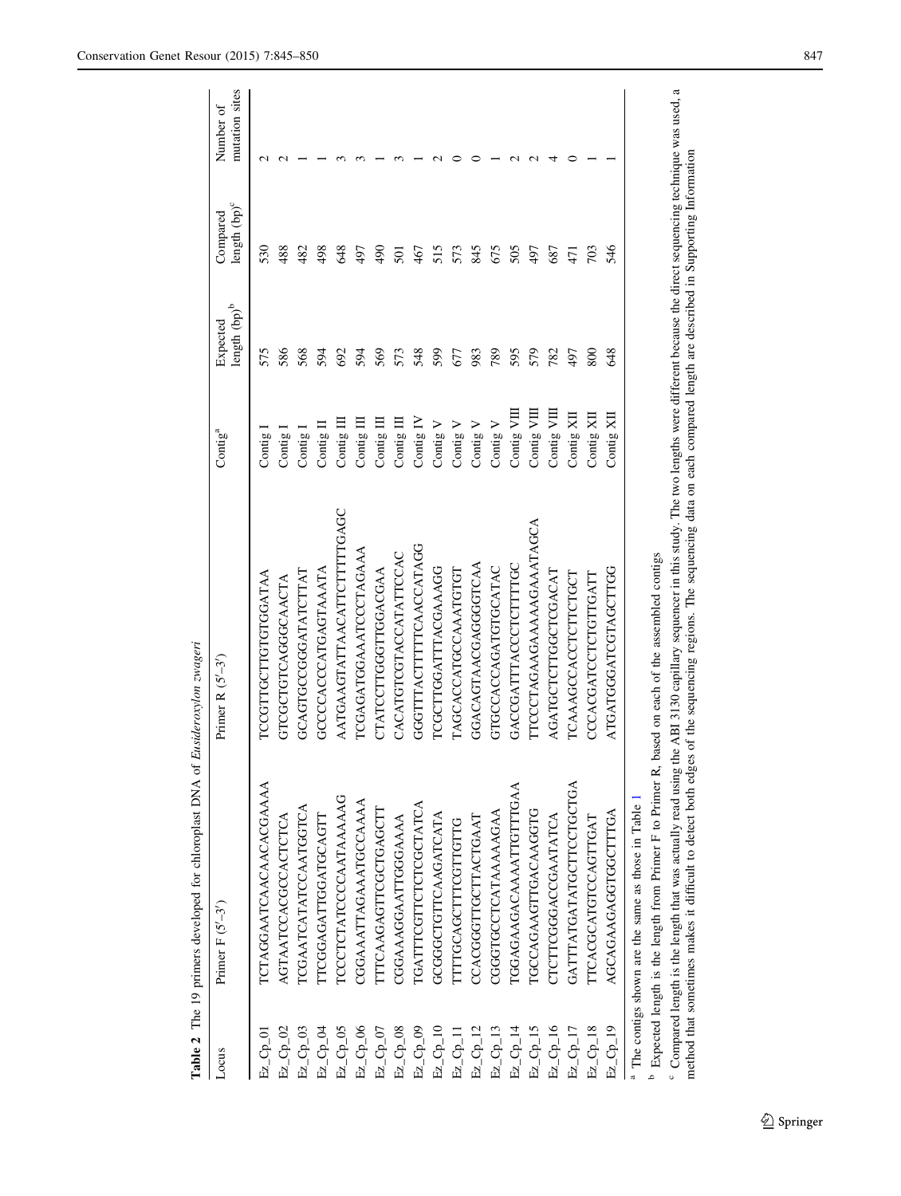**Table 2** The 19 primers developed for chloroplast DNA of *Eusideroxylon zwageri*

| Locus | Primer F (5′–3′) | Primer R (5′–3′) | Contig[a] | Expected length (bp)[b] | Compared length (bp)[c] | Number of mutation sites |
|---|---|---|---|---|---|---|
| Ez_Cp_01 | TCTAGGAATCAACAACACGAAAA | TCCGTTGCTTGTGTGGATAA | Contig I | 575 | 530 | 2 |
| Ez_Cp_02 | AGTAATCCACGCCACTCTCA | GTCGCTGTCAGGGCAACTA | Contig I | 586 | 488 | 2 |
| Ez_Cp_03 | TCGAATCATATCCAATGGTCA | GCAGTGCCGGGATATCTTAT | Contig I | 568 | 482 | 1 |
| Ez_Cp_04 | TTCGGAGATTGGATGCAGTT | GCCCCACCCATGAGTAAATA | Contig II | 594 | 498 | 1 |
| Ez_Cp_05 | TCCCTCTATCCCCAATAAAAG | AATGAAGTATTAACATTCTTTTTGAGC | Contig III | 692 | 648 | 3 |
| Ez_Cp_06 | CGGAAATTAGAAATGCCAAAA | TCGAGATGGAAATCCCTAGAAA | Contig III | 594 | 497 | 3 |
| Ez_Cp_07 | TTTCAAGAGTTCGCTGAGCTT | CTATCCTTGGGTTGGACGAA | Contig III | 569 | 490 | 1 |
| Ez_Cp_08 | CGGAAAGGAATTGGGAAAA | CACATGTGTACCATATTCCAC | Contig III | 573 | 501 | 3 |
| Ez_Cp_09 | TGATTTCGTTCTCTCGCTATCA | GGGTTTACTTTTTCAACCATAGG | Contig IV | 548 | 467 | 1 |
| Ez_Cp_10 | GCGGGCTGTTCAAGATCATA | TCGCTTGGATTTACGAAAGG | Contig V | 599 | 515 | 2 |
| Ez_Cp_11 | TTTTGCAGCTTTCGTTGTTG | TAGCACCATGCCAAATGTGT | Contig V | 677 | 573 | 0 |
| Ez_Cp_12 | CCACGGGTTGCTTACTGAAT | GGACAGTAACGAGGGGTCAA | Contig V | 983 | 845 | 0 |
| Ez_Cp_13 | CGGGTGCCTCATAAAAAGAA | GTGCCACCAGATGTGCATAC | Contig V | 789 | 675 | 1 |
| Ez_Cp_14 | TGGAGAAGACAAAATTGTTTGAA | GACCGATTTACCCTCTTTTGC | Contig VIII | 595 | 505 | 2 |
| Ez_Cp_15 | TGCCAGAAGTTGACAAGGTG | TTCCCTAGAAGAAAAAGAAATAGCA | Contig VIII | 579 | 497 | 2 |
| Ez_Cp_16 | CTCTTCGGGACCGAATATCA | AGATGCTCTTGGCTCGACAT | Contig VIII | 782 | 687 | 4 |
| Ez_Cp_17 | GATTTATGATATGCTTCCTGCTGA | TCAAAGCCACCTCTTCTGCT | Contig XII | 497 | 471 | 0 |
| Ez_Cp_18 | TTCACGCATGTCCAGTTGAT | CCCACGATCCTCTGTTGATT | Contig XII | 800 | 703 | 1 |
| Ez_Cp_19 | AGCAGAAGAGGTGGCTTTGA | ATGATGGGATCGTAGCTTGG | Contig XII | 648 | 546 | 1 |

[a] The contigs shown are the same as those in Table 1

[b] Expected length is the length from Primer F to Primer R, based on each of the assembled contigs

[c] Compared length is the length that was actually read using the ABI 3130 capillary sequencer in this study. The two lengths were different because the direct sequencing technique was used, a method that sometimes makes it difficult to detect both edges of the sequencing regions. The sequencing data on each compared length are described in Supporting Information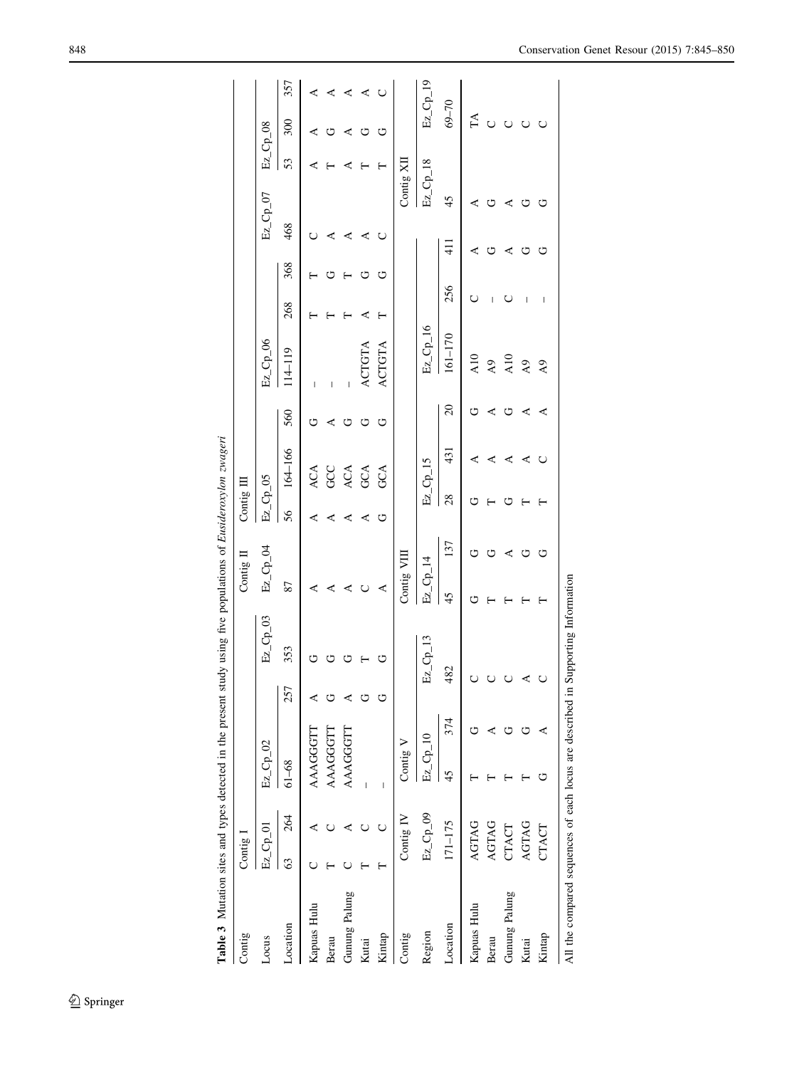**Table 3** Mutation sites and types detected in the present study using five populations of *Eusideroxylon zwageri*

| Contig | Contig I | | | | | | Contig II | Contig III | | | | | | | | | |
|---|---|---|---|---|---|---|---|---|---|---|---|---|---|---|---|---|---|
| Locus | Ez_Cp_01 | | Ez_Cp_02 | | Ez_Cp_03 | | Ez_Cp_04 | Ez_Cp_05 | | | Ez_Cp_06 | | | Ez_Cp_07 | Ez_Cp_08 | | |
| Location | 63 | 264 | 61–68 | 257 | 353 | | 87 | 56 | 164–166 | 560 | 114–119 | 268 | 368 | 468 | 53 | 300 | 357 |
| Kapuas Hulu | C | A | AAAGGGTT | A | G | | A | A | ACA | G | – | T | T | C | A | A | A |
| Berau | T | C | AAAGGGTT | G | G | | A | A | GCC | A | – | T | G | A | T | G | A |
| Gunung Palung | C | A | AAAGGGTT | A | G | | A | A | ACA | G | – | T | T | A | A | A | A |
| Kutai | T | C | – | G | T | | C | A | GCA | G | ACTGTA | A | G | A | T | G | A |
| Kintap | T | C | – | G | G | | A | G | GCA | G | ACTGTA | T | G | C | T | G | C |

| Contig | Contig IV | Contig V | | | Contig VIII | | | | | | | | Contig XII | |
|---|---|---|---|---|---|---|---|---|---|---|---|---|---|---|
| Region | Ez_Cp_09 | Ez_Cp_10 | | Ez_Cp_13 | Ez_Cp_14 | | Ez_Cp_15 | | | Ez_Cp_16 | | | Ez_Cp_18 | Ez_Cp_19 |
| Location | 171–175 | 45 | 374 | 482 | 45 | 137 | 28 | 431 | 20 | 161–170 | 256 | 411 | 45 | 69–70 |
| Kapuas Hulu | AGTAG | T | G | C | G | G | G | A | G | A10 | C | A | A | TA |
| Berau | AGTAG | T | A | C | T | G | T | A | A | A9 | – | G | G | C |
| Gunung Palung | CTACT | T | G | C | T | A | G | A | G | A10 | C | A | A | C |
| Kutai | AGTAG | T | G | A | T | G | T | A | A | A9 | – | G | G | C |
| Kintap | CTACT | G | A | C | T | G | T | C | A | A9 | – | G | G | C |

All the compared sequences of each locus are described in Supporting Information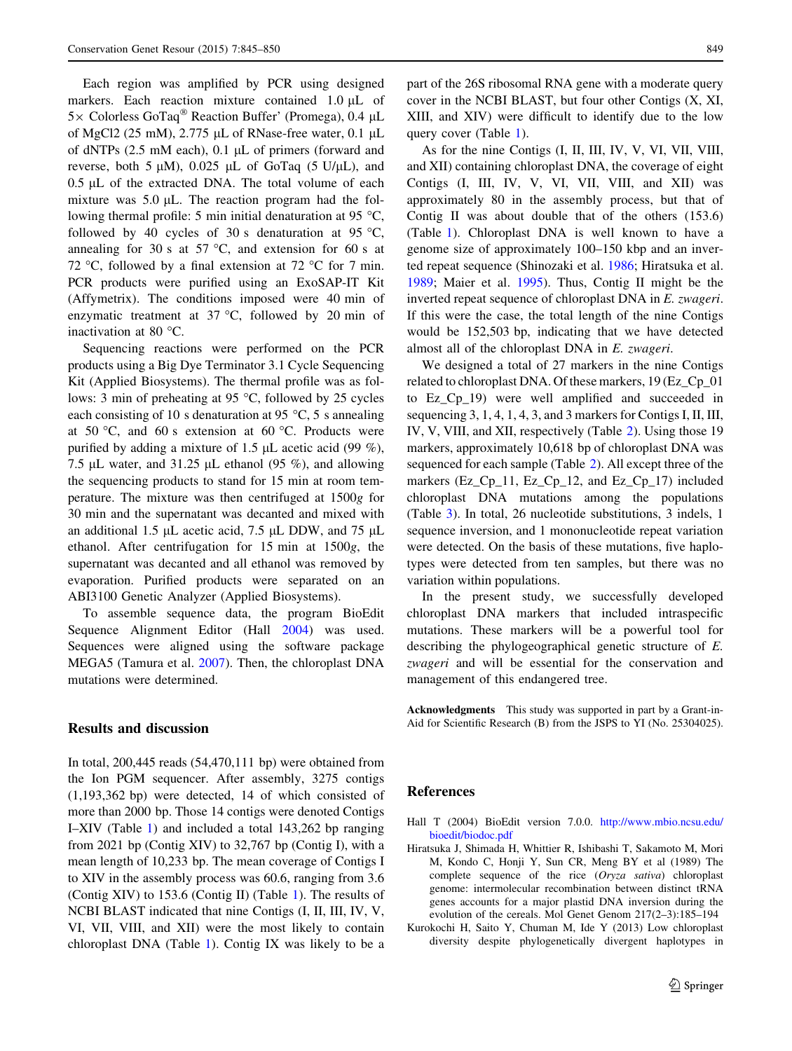Each region was amplified by PCR using designed markers. Each reaction mixture contained 1.0 μL of 5× Colorless GoTaq® Reaction Buffer' (Promega), 0.4 μL of MgCl2 (25 mM), 2.775 μL of RNase-free water, 0.1 μL of dNTPs (2.5 mM each), 0.1 μL of primers (forward and reverse, both 5 μM), 0.025 μL of GoTaq (5 U/μL), and 0.5 μL of the extracted DNA. The total volume of each mixture was 5.0 μL. The reaction program had the following thermal profile: 5 min initial denaturation at 95 °C, followed by 40 cycles of 30 s denaturation at 95 °C, annealing for 30 s at 57 °C, and extension for 60 s at 72 °C, followed by a final extension at 72 °C for 7 min. PCR products were purified using an ExoSAP-IT Kit (Affymetrix). The conditions imposed were 40 min of enzymatic treatment at 37 °C, followed by 20 min of inactivation at 80 °C.

Sequencing reactions were performed on the PCR products using a Big Dye Terminator 3.1 Cycle Sequencing Kit (Applied Biosystems). The thermal profile was as follows: 3 min of preheating at 95 °C, followed by 25 cycles each consisting of 10 s denaturation at 95 °C, 5 s annealing at 50 °C, and 60 s extension at 60 °C. Products were purified by adding a mixture of 1.5 μL acetic acid (99 %), 7.5 μL water, and 31.25 μL ethanol (95 %), and allowing the sequencing products to stand for 15 min at room temperature. The mixture was then centrifuged at 1500*g* for 30 min and the supernatant was decanted and mixed with an additional 1.5 μL acetic acid, 7.5 μL DDW, and 75 μL ethanol. After centrifugation for 15 min at 1500*g*, the supernatant was decanted and all ethanol was removed by evaporation. Purified products were separated on an ABI3100 Genetic Analyzer (Applied Biosystems).

To assemble sequence data, the program BioEdit Sequence Alignment Editor (Hall 2004) was used. Sequences were aligned using the software package MEGA5 (Tamura et al. 2007). Then, the chloroplast DNA mutations were determined.

## Results and discussion

In total, 200,445 reads (54,470,111 bp) were obtained from the Ion PGM sequencer. After assembly, 3275 contigs (1,193,362 bp) were detected, 14 of which consisted of more than 2000 bp. Those 14 contigs were denoted Contigs I–XIV (Table 1) and included a total 143,262 bp ranging from 2021 bp (Contig XIV) to 32,767 bp (Contig I), with a mean length of 10,233 bp. The mean coverage of Contigs I to XIV in the assembly process was 60.6, ranging from 3.6 (Contig XIV) to 153.6 (Contig II) (Table 1). The results of NCBI BLAST indicated that nine Contigs (I, II, III, IV, V, VI, VII, VIII, and XII) were the most likely to contain chloroplast DNA (Table 1). Contig IX was likely to be a part of the 26S ribosomal RNA gene with a moderate query cover in the NCBI BLAST, but four other Contigs (X, XI, XIII, and XIV) were difficult to identify due to the low query cover (Table 1).

As for the nine Contigs (I, II, III, IV, V, VI, VII, VIII, and XII) containing chloroplast DNA, the coverage of eight Contigs (I, III, IV, V, VI, VII, VIII, and XII) was approximately 80 in the assembly process, but that of Contig II was about double that of the others (153.6) (Table 1). Chloroplast DNA is well known to have a genome size of approximately 100–150 kbp and an inverted repeat sequence (Shinozaki et al. 1986; Hiratsuka et al. 1989; Maier et al. 1995). Thus, Contig II might be the inverted repeat sequence of chloroplast DNA in *E. zwageri*. If this were the case, the total length of the nine Contigs would be 152,503 bp, indicating that we have detected almost all of the chloroplast DNA in *E. zwageri*.

We designed a total of 27 markers in the nine Contigs related to chloroplast DNA. Of these markers, 19 (Ez_Cp_01 to Ez_Cp_19) were well amplified and succeeded in sequencing 3, 1, 4, 1, 4, 3, and 3 markers for Contigs I, II, III, IV, V, VIII, and XII, respectively (Table 2). Using those 19 markers, approximately 10,618 bp of chloroplast DNA was sequenced for each sample (Table 2). All except three of the markers (Ez_Cp_11, Ez_Cp_12, and Ez_Cp_17) included chloroplast DNA mutations among the populations (Table 3). In total, 26 nucleotide substitutions, 3 indels, 1 sequence inversion, and 1 mononucleotide repeat variation were detected. On the basis of these mutations, five haplotypes were detected from ten samples, but there was no variation within populations.

In the present study, we successfully developed chloroplast DNA markers that included intraspecific mutations. These markers will be a powerful tool for describing the phylogeographical genetic structure of *E. zwageri* and will be essential for the conservation and management of this endangered tree.

**Acknowledgments** This study was supported in part by a Grant-in-Aid for Scientific Research (B) from the JSPS to YI (No. 25304025).

## References

Hall T (2004) BioEdit version 7.0.0. http://www.mbio.ncsu.edu/bioedit/biodoc.pdf

Hiratsuka J, Shimada H, Whittier R, Ishibashi T, Sakamoto M, Mori M, Kondo C, Honji Y, Sun CR, Meng BY et al (1989) The complete sequence of the rice (*Oryza sativa*) chloroplast genome: intermolecular recombination between distinct tRNA genes accounts for a major plastid DNA inversion during the evolution of the cereals. Mol Genet Genom 217(2–3):185–194

Kurokochi H, Saito Y, Chuman M, Ide Y (2013) Low chloroplast diversity despite phylogenetically divergent haplotypes in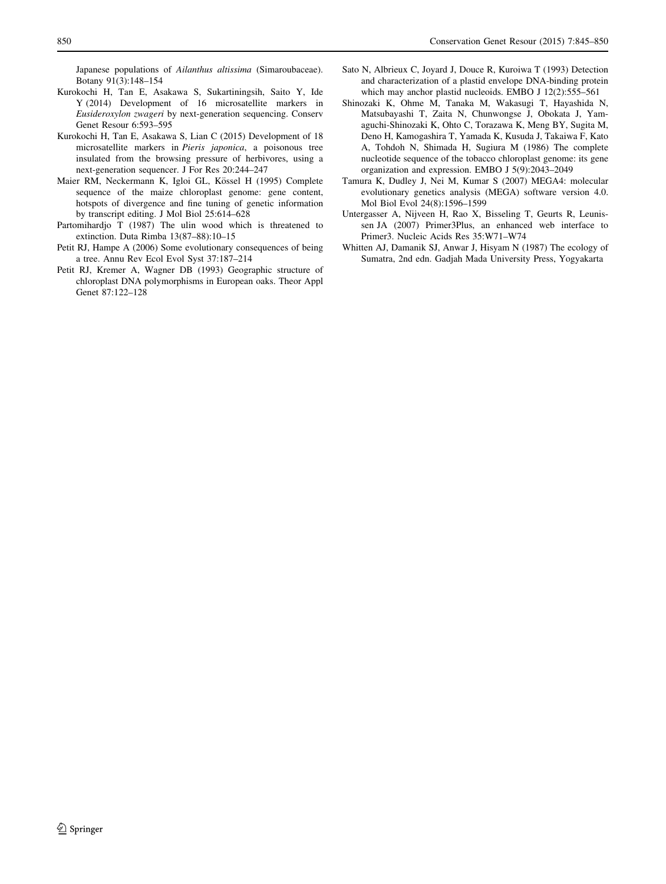Japanese populations of *Ailanthus altissima* (Simaroubaceae). Botany 91(3):148–154

Kurokochi H, Tan E, Asakawa S, Sukartiningsih, Saito Y, Ide Y (2014) Development of 16 microsatellite markers in *Eusideroxylon zwageri* by next-generation sequencing. Conserv Genet Resour 6:593–595

Kurokochi H, Tan E, Asakawa S, Lian C (2015) Development of 18 microsatellite markers in *Pieris japonica*, a poisonous tree insulated from the browsing pressure of herbivores, using a next-generation sequencer. J For Res 20:244–247

Maier RM, Neckermann K, Igloi GL, Kössel H (1995) Complete sequence of the maize chloroplast genome: gene content, hotspots of divergence and fine tuning of genetic information by transcript editing. J Mol Biol 25:614–628

Partomihardjo T (1987) The ulin wood which is threatened to extinction. Duta Rimba 13(87–88):10–15

Petit RJ, Hampe A (2006) Some evolutionary consequences of being a tree. Annu Rev Ecol Evol Syst 37:187–214

Petit RJ, Kremer A, Wagner DB (1993) Geographic structure of chloroplast DNA polymorphisms in European oaks. Theor Appl Genet 87:122–128

Sato N, Albrieux C, Joyard J, Douce R, Kuroiwa T (1993) Detection and characterization of a plastid envelope DNA-binding protein which may anchor plastid nucleoids. EMBO J 12(2):555–561

Shinozaki K, Ohme M, Tanaka M, Wakasugi T, Hayashida N, Matsubayashi T, Zaita N, Chunwongse J, Obokata J, Yamaguchi-Shinozaki K, Ohto C, Torazawa K, Meng BY, Sugita M, Deno H, Kamogashira T, Yamada K, Kusuda J, Takaiwa F, Kato A, Tohdoh N, Shimada H, Sugiura M (1986) The complete nucleotide sequence of the tobacco chloroplast genome: its gene organization and expression. EMBO J 5(9):2043–2049

Tamura K, Dudley J, Nei M, Kumar S (2007) MEGA4: molecular evolutionary genetics analysis (MEGA) software version 4.0. Mol Biol Evol 24(8):1596–1599

Untergasser A, Nijveen H, Rao X, Bisseling T, Geurts R, Leunissen JA (2007) Primer3Plus, an enhanced web interface to Primer3. Nucleic Acids Res 35:W71–W74

Whitten AJ, Damanik SJ, Anwar J, Hisyam N (1987) The ecology of Sumatra, 2nd edn. Gadjah Mada University Press, Yogyakarta